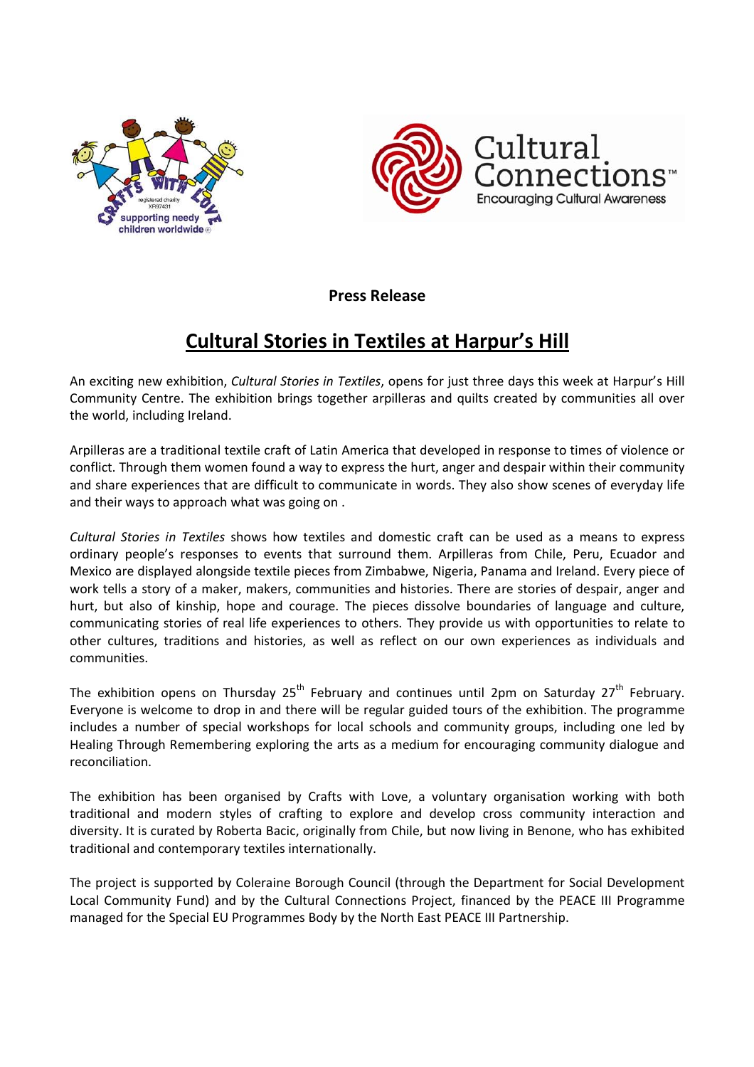**Press Release**

# Cultural Stories in Textiles at Harpur's Hill

An exciting new exhibition, *Cultural Stories in Textiles*, opens for just three days this week at Harpur's Hill Community Centre. The exhibition brings together arpilleras and quilts created by communities all over the world, including Ireland.

Arpilleras are a traditional textile craft of Latin America that developed in response to times of violence or conflict. Through them women found a way to express the hurt, anger and despair within their community and share experiences that are difficult to communicate in words. They also show scenes of everyday life and their ways to approach what was going on .

*Cultural Stories in Textiles* shows how textiles and domestic craft can be used as a means to express ordinary people's responses to events that surround them. Arpilleras from Chile, Peru, Ecuador and Mexico are displayed alongside textile pieces from Zimbabwe, Nigeria, Panama and Ireland. Every piece of work tells a story of a maker, makers, communities and histories. There are stories of despair, anger and hurt, but also of kinship, hope and courage. The pieces dissolve boundaries of language and culture, communicating stories of real life experiences to others. They provide us with opportunities to relate to other cultures, traditions and histories, as well as reflect on our own experiences as individuals and communities.

The exhibition opens on Thursday 25th February and continues until 2pm on Saturday 27th February. Everyone is welcome to drop in and there will be regular guided tours of the exhibition. The programme includes a number of special workshops for local schools and community groups, including one led by Healing Through Remembering exploring the arts as a medium for encouraging community dialogue and reconciliation.

The exhibition has been organised by Crafts with Love, a voluntary organisation working with both traditional and modern styles of crafting to explore and develop cross community interaction and diversity. It is curated by Roberta Bacic, originally from Chile, but now living in Benone, who has exhibited traditional and contemporary textiles internationally.

The project is supported by Coleraine Borough Council (through the Department for Social Development Local Community Fund) and by the Cultural Connections Project, financed by the PEACE III Programme managed for the Special EU Programmes Body by the North East PEACE III Partnership.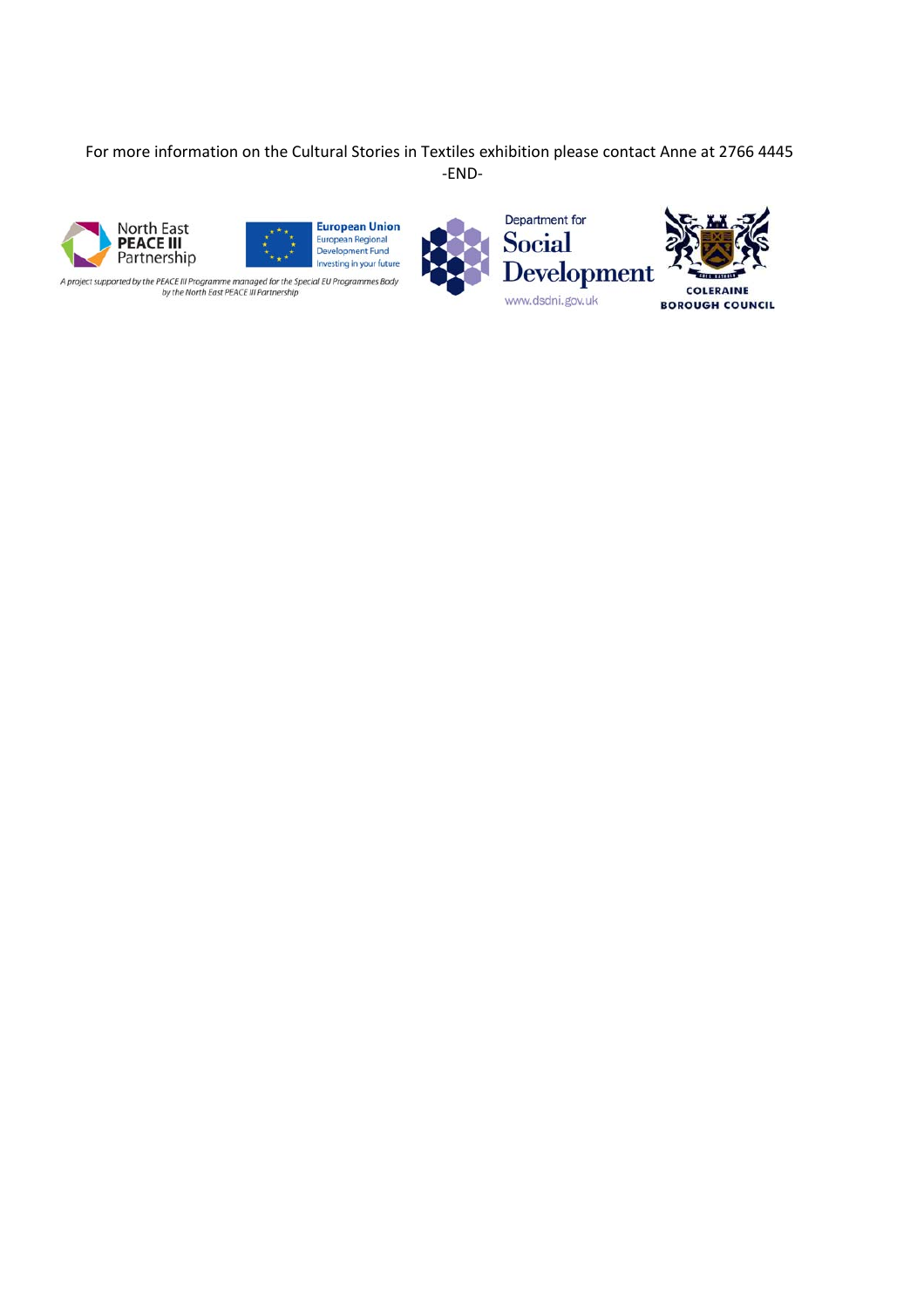For more information on the Cultural Stories in Textiles exhibition please contact Anne at 2766 4445

-END-

North East PEACE III Partnership

European Union
European Regional Development Fund
Investing in your future

*A project supported by the PEACE III Programme managed for the Special EU Programmes Body by the North East PEACE III Partnership*

Department for Social Development
www.dsdni.gov.uk

COLERAINE BOROUGH COUNCIL